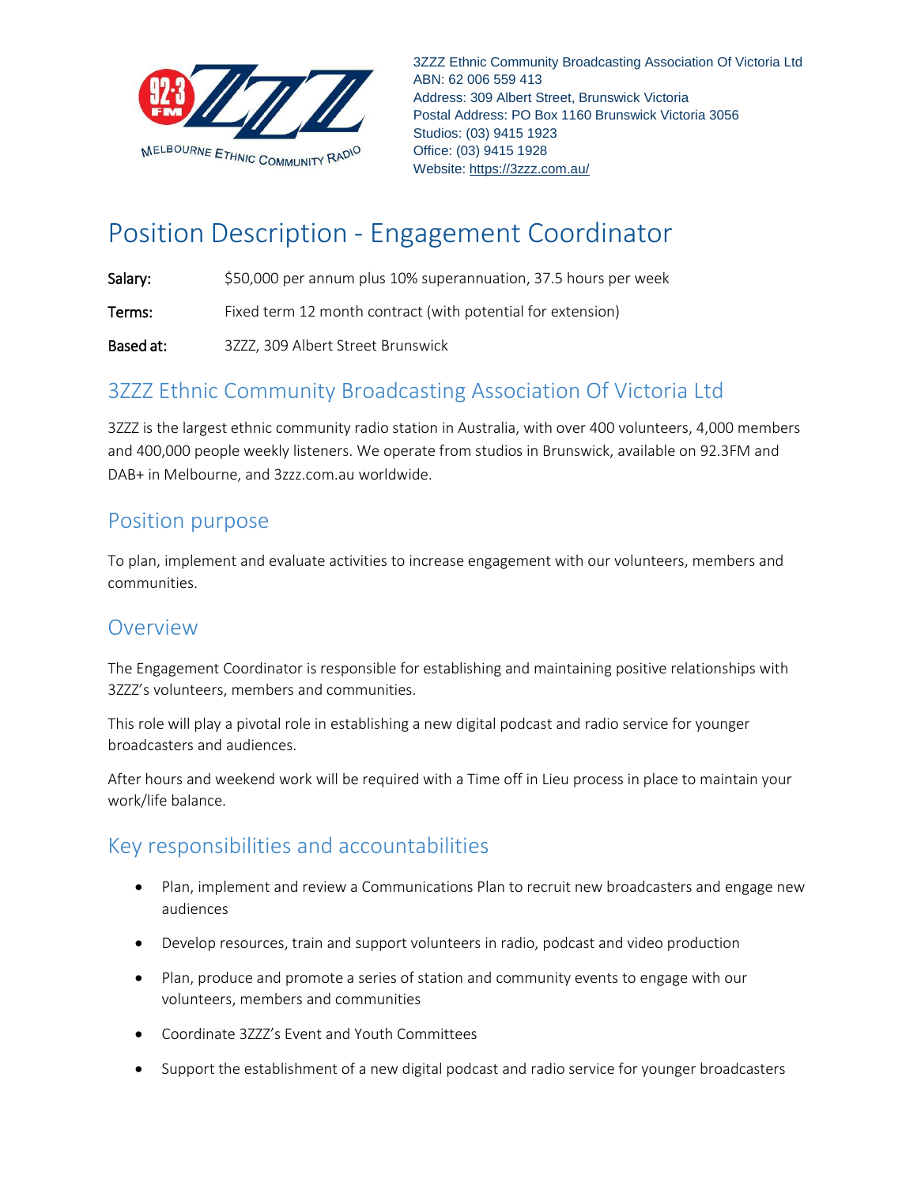3ZZZ Ethnic Community Broadcasting Association Of Victoria Ltd
ABN: 62 006 559 413
Address: 309 Albert Street, Brunswick Victoria
Postal Address: PO Box 1160 Brunswick Victoria 3056
Studios: (03) 9415 1923
Office: (03) 9415 1928
Website: https://3zzz.com.au/

# Position Description - Engagement Coordinator

**Salary:** $50,000 per annum plus 10% superannuation, 37.5 hours per week

**Terms:** Fixed term 12 month contract (with potential for extension)

**Based at:** 3ZZZ, 309 Albert Street Brunswick

## 3ZZZ Ethnic Community Broadcasting Association Of Victoria Ltd

3ZZZ is the largest ethnic community radio station in Australia, with over 400 volunteers, 4,000 members and 400,000 people weekly listeners. We operate from studios in Brunswick, available on 92.3FM and DAB+ in Melbourne, and 3zzz.com.au worldwide.

## Position purpose

To plan, implement and evaluate activities to increase engagement with our volunteers, members and communities.

## Overview

The Engagement Coordinator is responsible for establishing and maintaining positive relationships with 3ZZZ's volunteers, members and communities.

This role will play a pivotal role in establishing a new digital podcast and radio service for younger broadcasters and audiences.

After hours and weekend work will be required with a Time off in Lieu process in place to maintain your work/life balance.

## Key responsibilities and accountabilities

- Plan, implement and review a Communications Plan to recruit new broadcasters and engage new audiences
- Develop resources, train and support volunteers in radio, podcast and video production
- Plan, produce and promote a series of station and community events to engage with our volunteers, members and communities
- Coordinate 3ZZZ's Event and Youth Committees
- Support the establishment of a new digital podcast and radio service for younger broadcasters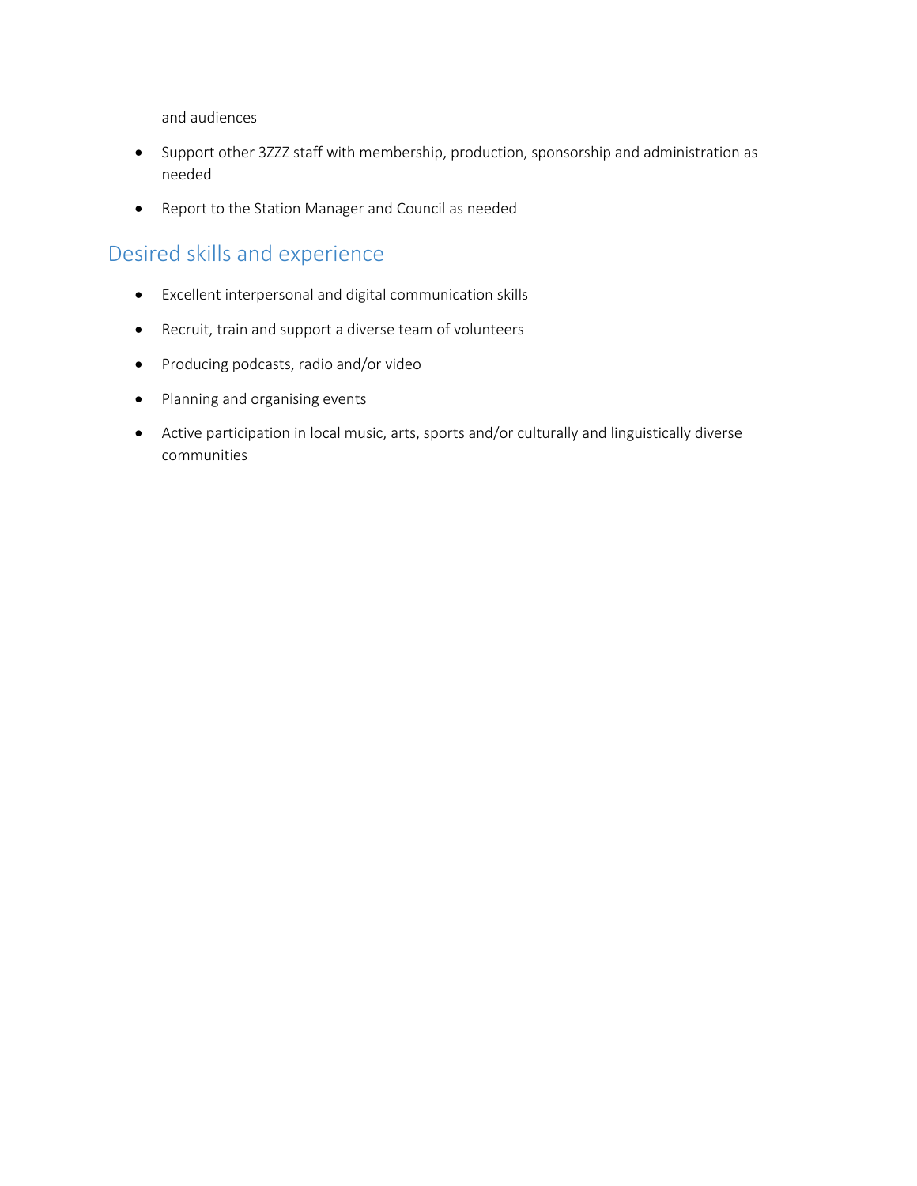and audiences

- Support other 3ZZZ staff with membership, production, sponsorship and administration as needed
- Report to the Station Manager and Council as needed

## Desired skills and experience

- Excellent interpersonal and digital communication skills
- Recruit, train and support a diverse team of volunteers
- Producing podcasts, radio and/or video
- Planning and organising events
- Active participation in local music, arts, sports and/or culturally and linguistically diverse communities